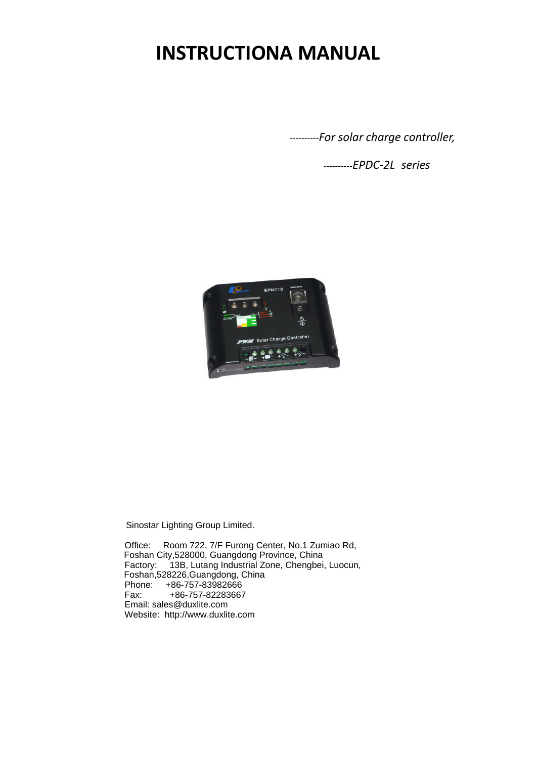# INSTRUCTIONA MANUAL

----------*For solar charge controller,*

----------*EPDC-2L series*

Sinostar Lighting Group Limited.

Office: Room 722, 7/F Furong Center, No.1 Zumiao Rd, Foshan City,528000, Guangdong Province, China
Factory: 13B, Lutang Industrial Zone, Chengbei, Luocun, Foshan,528226,Guangdong, China
Phone: +86-757-83982666
Fax: +86-757-82283667
Email: sales@duxlite.com
Website: http://www.duxlite.com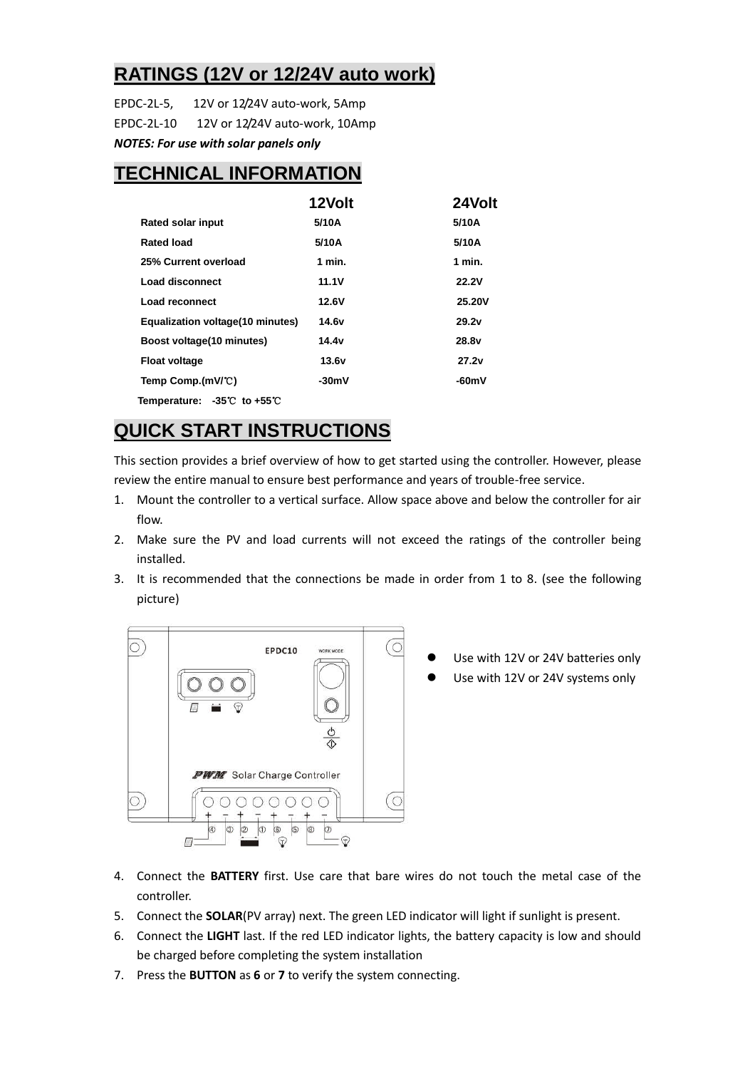## RATINGS (12V or 12/24V auto work)

EPDC-2L-5, 12V or 12/24V auto-work, 5Amp

EPDC-2L-10 12V or 12/24V auto-work, 10Amp

***NOTES: For use with solar panels only***

## TECHNICAL INFORMATION

| | 12Volt | 24Volt |
|---|---|---|
| Rated solar input | 5/10A | 5/10A |
| Rated load | 5/10A | 5/10A |
| 25% Current overload | 1 min. | 1 min. |
| Load disconnect | 11.1V | 22.2V |
| Load reconnect | 12.6V | 25.20V |
| Equalization voltage(10 minutes) | 14.6v | 29.2v |
| Boost voltage(10 minutes) | 14.4v | 28.8v |
| Float voltage | 13.6v | 27.2v |
| Temp Comp.(mV/℃) | -30mV | -60mV |

Temperature: -35℃ to +55℃

## QUICK START INSTRUCTIONS

This section provides a brief overview of how to get started using the controller. However, please review the entire manual to ensure best performance and years of trouble-free service.

1. Mount the controller to a vertical surface. Allow space above and below the controller for air flow.
2. Make sure the PV and load currents will not exceed the ratings of the controller being installed.
3. It is recommended that the connections be made in order from 1 to 8. (see the following picture)

- Use with 12V or 24V batteries only
- Use with 12V or 24V systems only

4. Connect the **BATTERY** first. Use care that bare wires do not touch the metal case of the controller.
5. Connect the **SOLAR**(PV array) next. The green LED indicator will light if sunlight is present.
6. Connect the **LIGHT** last. If the red LED indicator lights, the battery capacity is low and should be charged before completing the system installation
7. Press the **BUTTON** as **6** or **7** to verify the system connecting.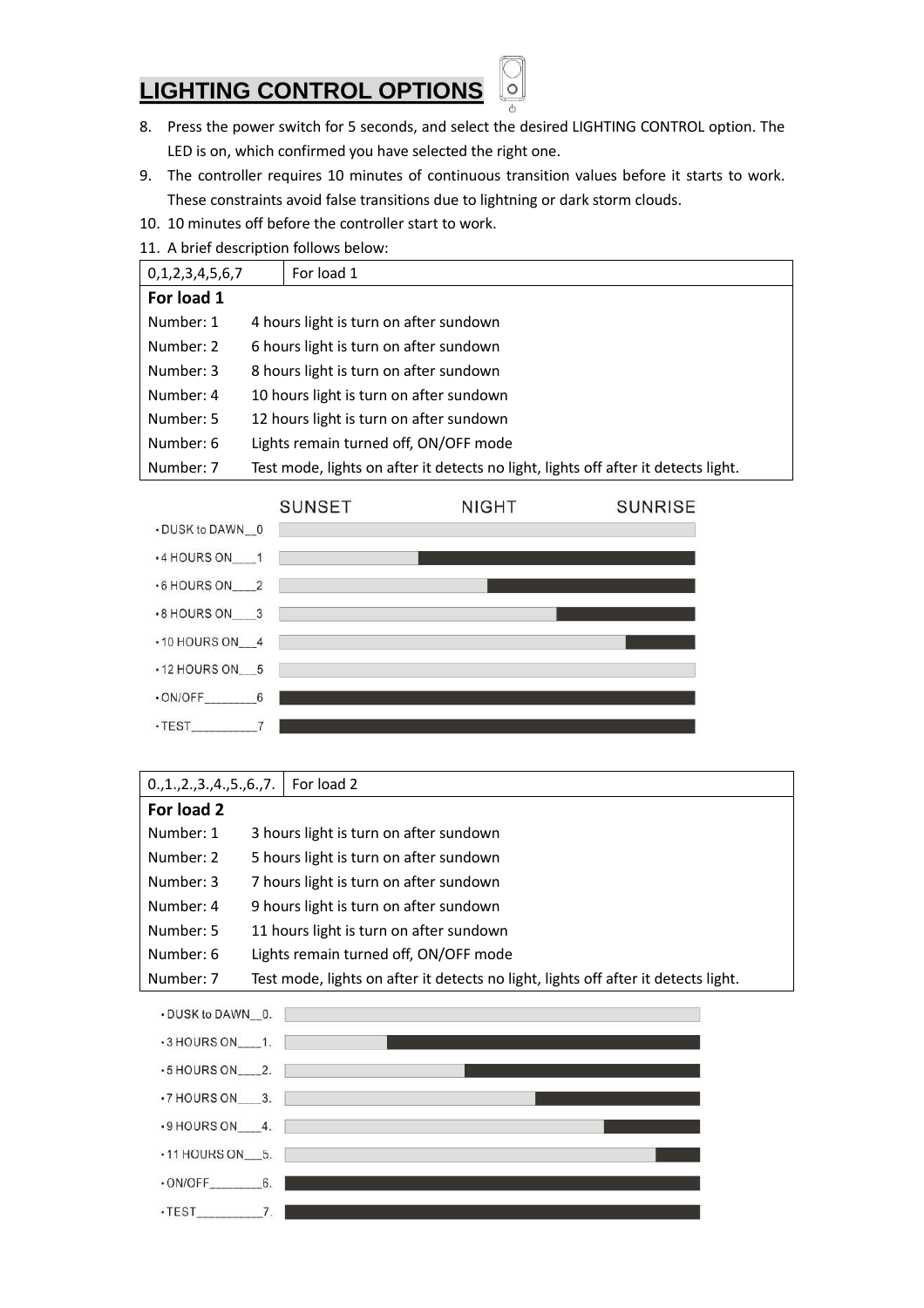## LIGHTING CONTROL OPTIONS

8. Press the power switch for 5 seconds, and select the desired LIGHTING CONTROL option. The LED is on, which confirmed you have selected the right one.
9. The controller requires 10 minutes of continuous transition values before it starts to work. These constraints avoid false transitions due to lightning or dark storm clouds.
10. 10 minutes off before the controller start to work.
11. A brief description follows below:

| 0,1,2,3,4,5,6,7 | For load 1 |
|---|---|
| **For load 1** | |
| Number: 1 | 4 hours light is turn on after sundown |
| Number: 2 | 6 hours light is turn on after sundown |
| Number: 3 | 8 hours light is turn on after sundown |
| Number: 4 | 10 hours light is turn on after sundown |
| Number: 5 | 12 hours light is turn on after sundown |
| Number: 6 | Lights remain turned off, ON/OFF mode |
| Number: 7 | Test mode, lights on after it detects no light, lights off after it detects light. |

SUNSET NIGHT SUNRISE

- DUSK to DAWN__0
- 4 HOURS ON____1
- 6 HOURS ON____2
- 8 HOURS ON____3
- 10 HOURS ON__4
- 12 HOURS ON__5
- ON/OFF________6
- TEST__________7

| 0.,1.,2.,3.,4.,5.,6.,7. | For load 2 |
|---|---|
| **For load 2** | |
| Number: 1 | 3 hours light is turn on after sundown |
| Number: 2 | 5 hours light is turn on after sundown |
| Number: 3 | 7 hours light is turn on after sundown |
| Number: 4 | 9 hours light is turn on after sundown |
| Number: 5 | 11 hours light is turn on after sundown |
| Number: 6 | Lights remain turned off, ON/OFF mode |
| Number: 7 | Test mode, lights on after it detects no light, lights off after it detects light. |

- DUSK to DAWN__0.
- 3 HOURS ON____1.
- 5 HOURS ON____2.
- 7 HOURS ON____3.
- 9 HOURS ON____4.
- 11 HOURS ON___5.
- ON/OFF________6.
- TEST__________7.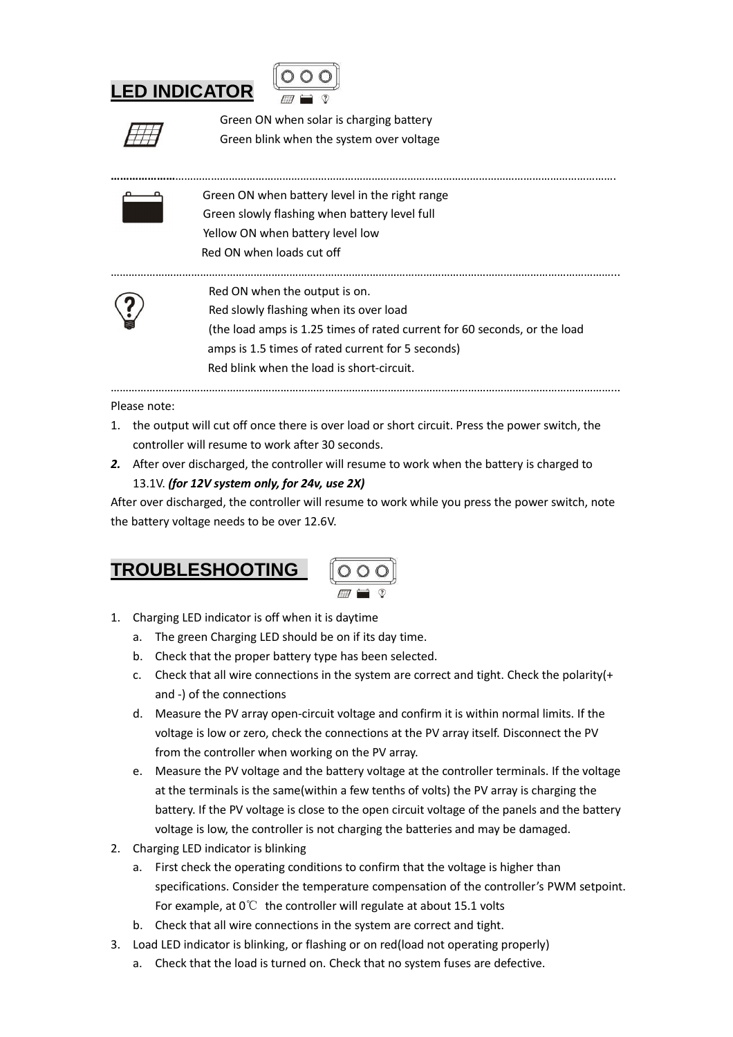## LED INDICATOR

Green ON when solar is charging battery
Green blink when the system over voltage

---

Green ON when battery level in the right range
Green slowly flashing when battery level full
Yellow ON when battery level low
Red ON when loads cut off

---

Red ON when the output is on.
Red slowly flashing when its over load
(the load amps is 1.25 times of rated current for 60 seconds, or the load amps is 1.5 times of rated current for 5 seconds)
Red blink when the load is short-circuit.

---

Please note:

1. the output will cut off once there is over load or short circuit. Press the power switch, the controller will resume to work after 30 seconds.
2. After over discharged, the controller will resume to work when the battery is charged to 13.1V. ***(for 12V system only, for 24v, use 2X)***

After over discharged, the controller will resume to work while you press the power switch, note the battery voltage needs to be over 12.6V.

## TROUBLESHOOTING

1. Charging LED indicator is off when it is daytime
   a. The green Charging LED should be on if its day time.
   b. Check that the proper battery type has been selected.
   c. Check that all wire connections in the system are correct and tight. Check the polarity(+ and -) of the connections
   d. Measure the PV array open-circuit voltage and confirm it is within normal limits. If the voltage is low or zero, check the connections at the PV array itself. Disconnect the PV from the controller when working on the PV array.
   e. Measure the PV voltage and the battery voltage at the controller terminals. If the voltage at the terminals is the same(within a few tenths of volts) the PV array is charging the battery. If the PV voltage is close to the open circuit voltage of the panels and the battery voltage is low, the controller is not charging the batteries and may be damaged.
2. Charging LED indicator is blinking
   a. First check the operating conditions to confirm that the voltage is higher than specifications. Consider the temperature compensation of the controller's PWM setpoint. For example, at 0℃ the controller will regulate at about 15.1 volts
   b. Check that all wire connections in the system are correct and tight.
3. Load LED indicator is blinking, or flashing or on red(load not operating properly)
   a. Check that the load is turned on. Check that no system fuses are defective.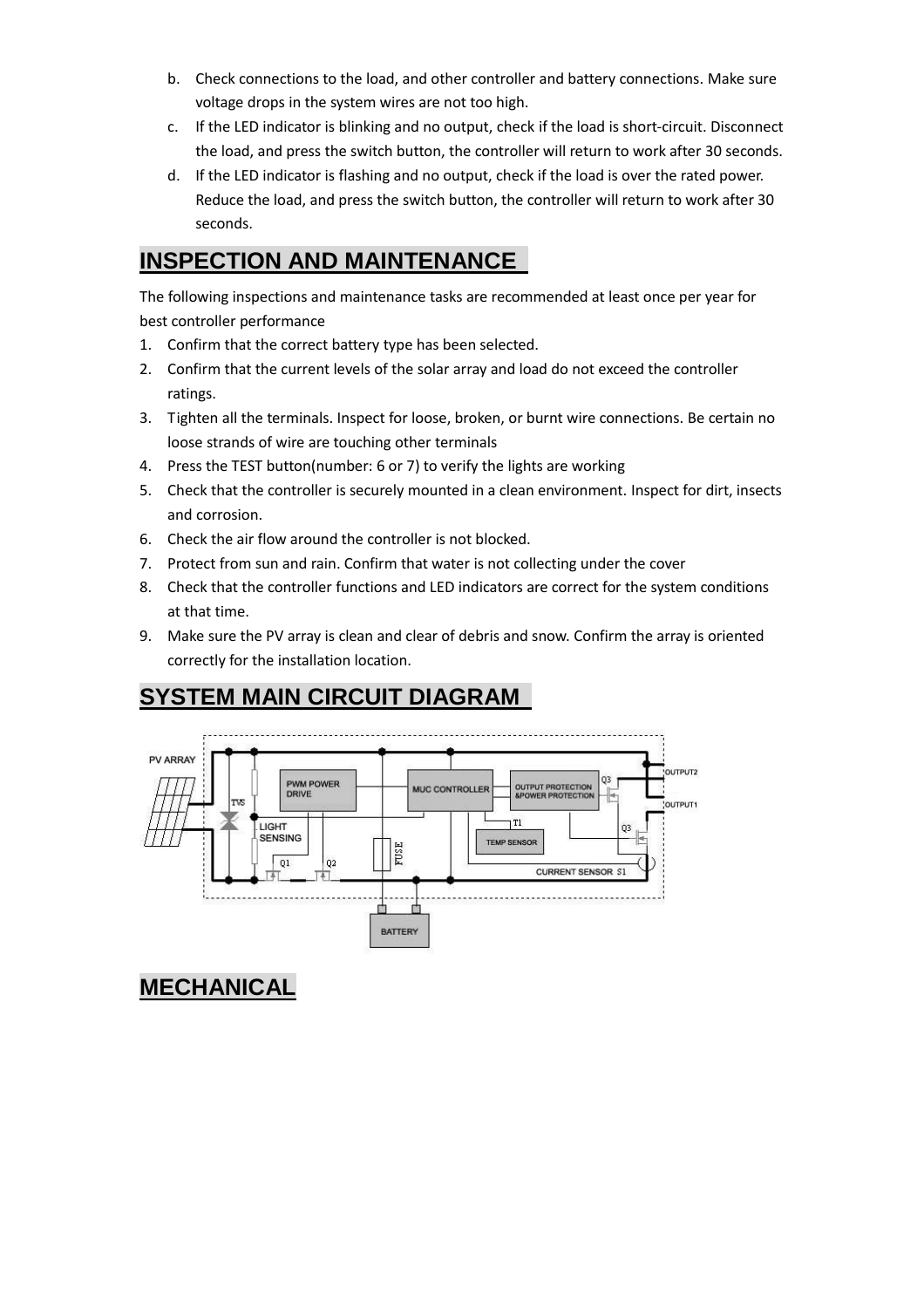b. Check connections to the load, and other controller and battery connections. Make sure voltage drops in the system wires are not too high.

c. If the LED indicator is blinking and no output, check if the load is short-circuit. Disconnect the load, and press the switch button, the controller will return to work after 30 seconds.

d. If the LED indicator is flashing and no output, check if the load is over the rated power. Reduce the load, and press the switch button, the controller will return to work after 30 seconds.

## INSPECTION AND MAINTENANCE

The following inspections and maintenance tasks are recommended at least once per year for best controller performance

1. Confirm that the correct battery type has been selected.
2. Confirm that the current levels of the solar array and load do not exceed the controller ratings.
3. Tighten all the terminals. Inspect for loose, broken, or burnt wire connections. Be certain no loose strands of wire are touching other terminals
4. Press the TEST button(number: 6 or 7) to verify the lights are working
5. Check that the controller is securely mounted in a clean environment. Inspect for dirt, insects and corrosion.
6. Check the air flow around the controller is not blocked.
7. Protect from sun and rain. Confirm that water is not collecting under the cover
8. Check that the controller functions and LED indicators are correct for the system conditions at that time.
9. Make sure the PV array is clean and clear of debris and snow. Confirm the array is oriented correctly for the installation location.

## SYSTEM MAIN CIRCUIT DIAGRAM

PV ARRAY, TVS, PWM POWER DRIVE, LIGHT SENSING, Q1, Q2, FUSE, MUC CONTROLLER, OUTPUT PROTECTION &POWER PROTECTION, Q3, OUTPUT2, OUTPUT1, T1, TEMP SENSOR, CURRENT SENSOR S1, BATTERY

## MECHANICAL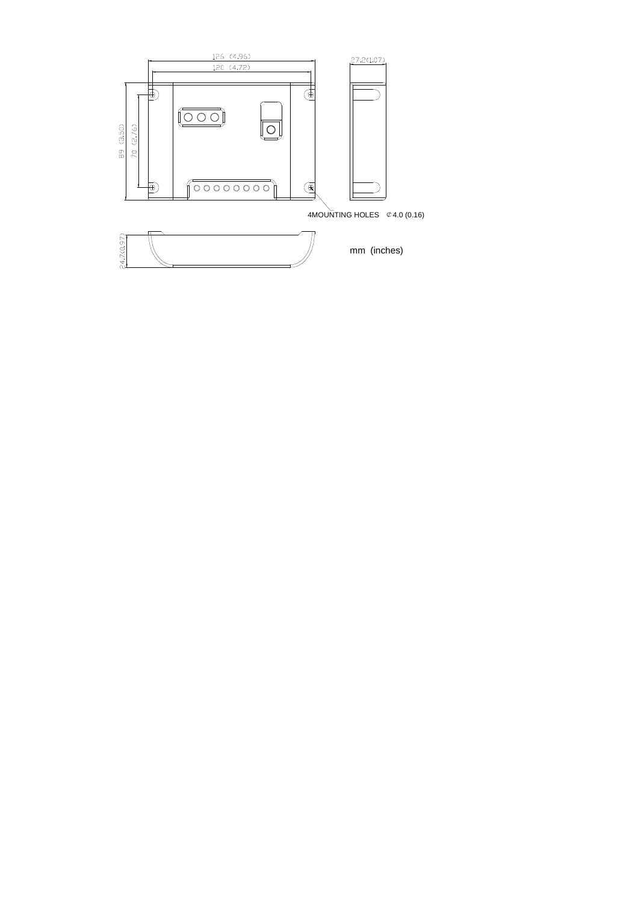126 (4.96)

120 (4.72)

27.2(1.07)

89 (3.50)

70 (2.76)

4MOUNTING HOLES ⌀4.0 (0.16)

24.7(0.97)

mm (inches)